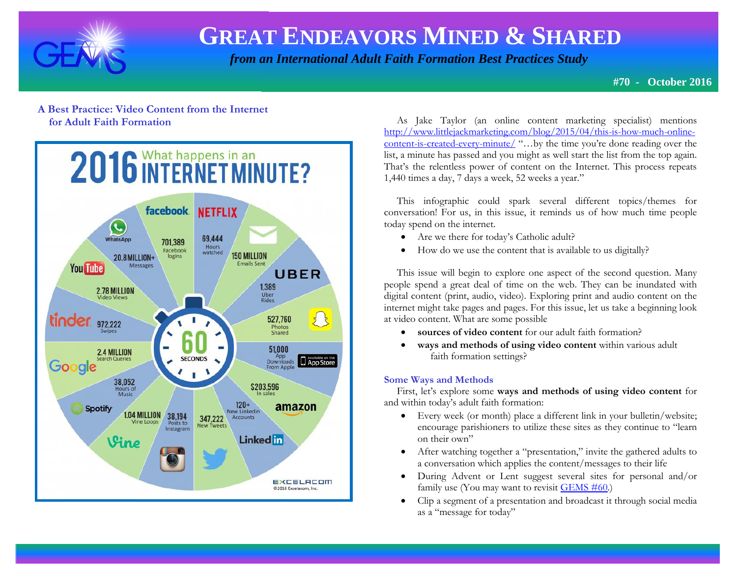# GREAT ENDEAVORS MINED & SHARED

*from an International Adult Faith Formation Best Practices Study*

**#70 - October 2016**

## A Best Practice: Video Content from the Internet for Adult Faith Formation

As Jake Taylor (an online content marketing specialist) mentions [http://www.littlejackmarketing.com/blog/2015/04/this-is-how-much-online-content-is-created-every-minute/](http://www.littlejackmarketing.com/blog/2015/04/this-is-how-much-online-content-is-created-every-minute/) "…by the time you're done reading over the list, a minute has passed and you might as well start the list from the top again. That's the relentless power of content on the Internet. This process repeats 1,440 times a day, 7 days a week, 52 weeks a year."

This infographic could spark several different topics/themes for conversation! For us, in this issue, it reminds us of how much time people today spend on the internet.

- Are we there for today's Catholic adult?
- How do we use the content that is available to us digitally?

This issue will begin to explore one aspect of the second question. Many people spend a great deal of time on the web. They can be inundated with digital content (print, audio, video). Exploring print and audio content on the internet might take pages and pages. For this issue, let us take a beginning look at video content. What are some possible

- **sources of video content** for our adult faith formation?
- **ways and methods of using video content** within various adult faith formation settings?

### Some Ways and Methods

First, let's explore some **ways and methods of using video content** for and within today's adult faith formation:

- Every week (or month) place a different link in your bulletin/website; encourage parishioners to utilize these sites as they continue to "learn on their own"
- After watching together a "presentation," invite the gathered adults to a conversation which applies the content/messages to their life
- During Advent or Lent suggest several sites for personal and/or family use (You may want to revisit GEMS #60.)
- Clip a segment of a presentation and broadcast it through social media as a "message for today"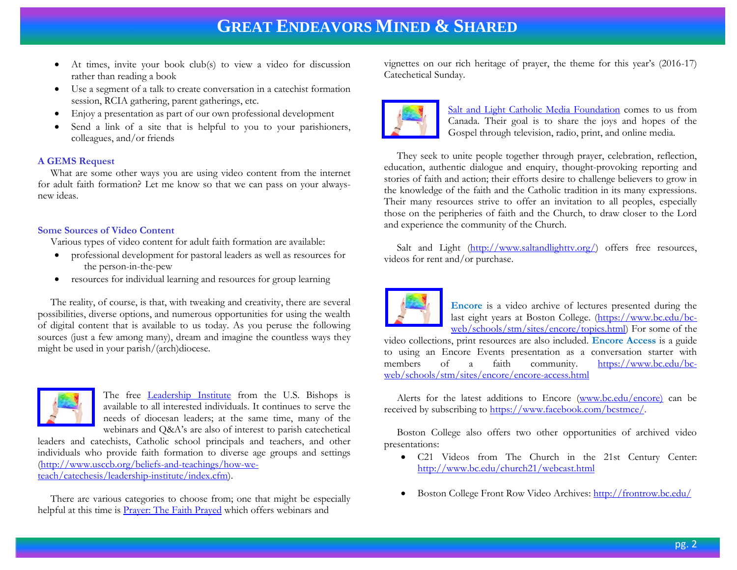- At times, invite your book club(s) to view a video for discussion rather than reading a book
- Use a segment of a talk to create conversation in a catechist formation session, RCIA gathering, parent gatherings, etc.
- Enjoy a presentation as part of our own professional development
- Send a link of a site that is helpful to you to your parishioners, colleagues, and/or friends

**A GEMS Request**

What are some other ways you are using video content from the internet for adult faith formation? Let me know so that we can pass on your always-new ideas.

**Some Sources of Video Content**

Various types of video content for adult faith formation are available:

- professional development for pastoral leaders as well as resources for the person-in-the-pew
- resources for individual learning and resources for group learning

The reality, of course, is that, with tweaking and creativity, there are several possibilities, diverse options, and numerous opportunities for using the wealth of digital content that is available to us today. As you peruse the following sources (just a few among many), dream and imagine the countless ways they might be used in your parish/(arch)diocese.

The free Leadership Institute from the U.S. Bishops is available to all interested individuals. It continues to serve the needs of diocesan leaders; at the same time, many of the webinars and Q&A's are also of interest to parish catechetical leaders and catechists, Catholic school principals and teachers, and other individuals who provide faith formation to diverse age groups and settings (http://www.usccb.org/beliefs-and-teachings/how-we-teach/catechesis/leadership-institute/index.cfm).

There are various categories to choose from; one that might be especially helpful at this time is Prayer: The Faith Prayed which offers webinars and vignettes on our rich heritage of prayer, the theme for this year's (2016-17) Catechetical Sunday.

Salt and Light Catholic Media Foundation comes to us from Canada. Their goal is to share the joys and hopes of the Gospel through television, radio, print, and online media.

They seek to unite people together through prayer, celebration, reflection, education, authentic dialogue and enquiry, thought-provoking reporting and stories of faith and action; their efforts desire to challenge believers to grow in the knowledge of the faith and the Catholic tradition in its many expressions. Their many resources strive to offer an invitation to all peoples, especially those on the peripheries of faith and the Church, to draw closer to the Lord and experience the community of the Church.

Salt and Light (http://www.saltandlighttv.org/) offers free resources, videos for rent and/or purchase.

**Encore** is a video archive of lectures presented during the last eight years at Boston College. (https://www.bc.edu/bc-web/schools/stm/sites/encore/topics.html) For some of the video collections, print resources are also included. **Encore Access** is a guide to using an Encore Events presentation as a conversation starter with members of a faith community. https://www.bc.edu/bc-web/schools/stm/sites/encore/encore-access.html

Alerts for the latest additions to Encore (www.bc.edu/encore) can be received by subscribing to https://www.facebook.com/bcstmce/.

Boston College also offers two other opportunities of archived video presentations:

- C21 Videos from The Church in the 21st Century Center: http://www.bc.edu/church21/webcast.html
- Boston College Front Row Video Archives: http://frontrow.bc.edu/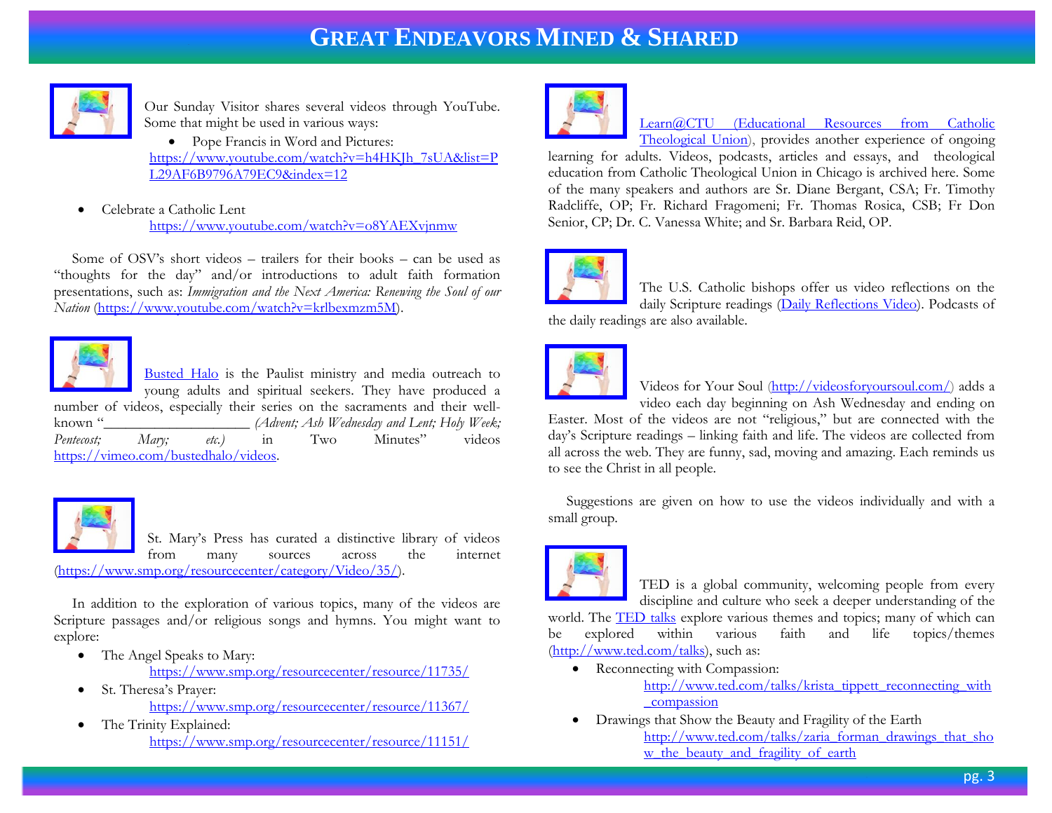# GREAT ENDEAVORS MINED & SHARED

Our Sunday Visitor shares several videos through YouTube. Some that might be used in various ways:

- Pope Francis in Word and Pictures: https://www.youtube.com/watch?v=h4HKJh_7sUA&list=PL29AF6B9796A79EC9&index=12

- Celebrate a Catholic Lent https://www.youtube.com/watch?v=o8YAEXvjnmw

Some of OSV's short videos – trailers for their books – can be used as "thoughts for the day" and/or introductions to adult faith formation presentations, such as: *Immigration and the Next America: Renewing the Soul of our Nation* (https://www.youtube.com/watch?v=krlbexmzm5M).

Busted Halo is the Paulist ministry and media outreach to young adults and spiritual seekers. They have produced a number of videos, especially their series on the sacraments and their well-known "___________________ *(Advent; Ash Wednesday and Lent; Holy Week; Pentecost; Mary; etc.)* in Two Minutes" videos https://vimeo.com/bustedhalo/videos.

St. Mary's Press has curated a distinctive library of videos from many sources across the internet (https://www.smp.org/resourcecenter/category/Video/35/).

In addition to the exploration of various topics, many of the videos are Scripture passages and/or religious songs and hymns. You might want to explore:

- The Angel Speaks to Mary: https://www.smp.org/resourcecenter/resource/11735/
- St. Theresa's Prayer: https://www.smp.org/resourcecenter/resource/11367/
- The Trinity Explained: https://www.smp.org/resourcecenter/resource/11151/

Learn@CTU (Educational Resources from Catholic Theological Union), provides another experience of ongoing learning for adults. Videos, podcasts, articles and essays, and theological education from Catholic Theological Union in Chicago is archived here. Some of the many speakers and authors are Sr. Diane Bergant, CSA; Fr. Timothy Radcliffe, OP; Fr. Richard Fragomeni; Fr. Thomas Rosica, CSB; Fr Don Senior, CP; Dr. C. Vanessa White; and Sr. Barbara Reid, OP.

The U.S. Catholic bishops offer us video reflections on the daily Scripture readings (Daily Reflections Video). Podcasts of the daily readings are also available.

Videos for Your Soul (http://videosforyoursoul.com/) adds a video each day beginning on Ash Wednesday and ending on Easter. Most of the videos are not "religious," but are connected with the day's Scripture readings – linking faith and life. The videos are collected from all across the web. They are funny, sad, moving and amazing. Each reminds us to see the Christ in all people.

Suggestions are given on how to use the videos individually and with a small group.

TED is a global community, welcoming people from every discipline and culture who seek a deeper understanding of the world. The TED talks explore various themes and topics; many of which can be explored within various faith and life topics/themes (http://www.ted.com/talks), such as:

- Reconnecting with Compassion: http://www.ted.com/talks/krista_tippett_reconnecting_with_compassion
- Drawings that Show the Beauty and Fragility of the Earth http://www.ted.com/talks/zaria_forman_drawings_that_show_the_beauty_and_fragility_of_earth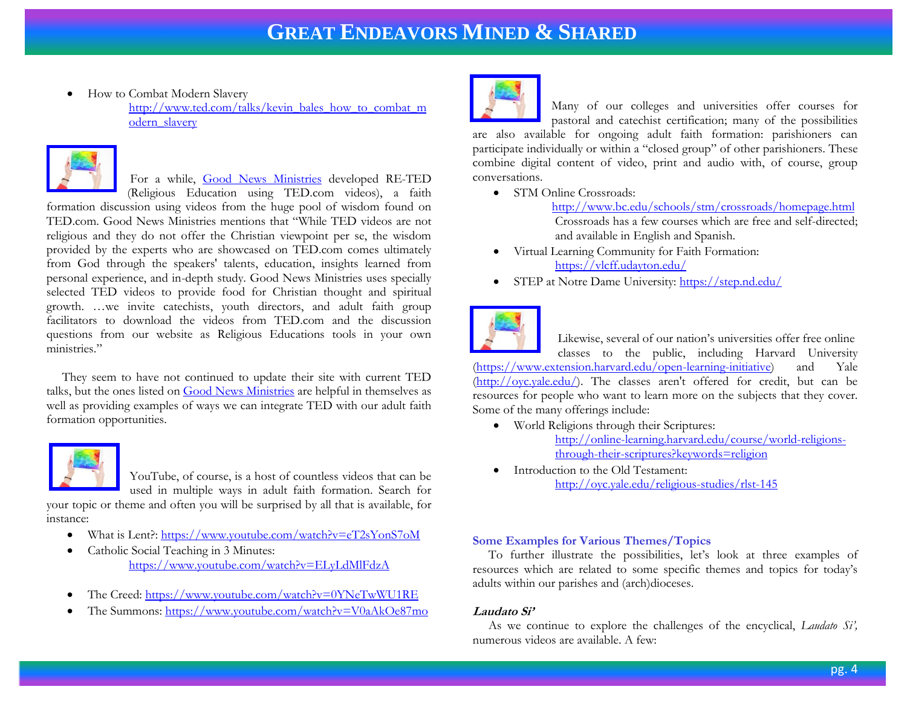- How to Combat Modern Slavery
  http://www.ted.com/talks/kevin_bales_how_to_combat_modern_slavery

For a while, Good News Ministries developed RE-TED (Religious Education using TED.com videos), a faith formation discussion using videos from the huge pool of wisdom found on TED.com. Good News Ministries mentions that "While TED videos are not religious and they do not offer the Christian viewpoint per se, the wisdom provided by the experts who are showcased on TED.com comes ultimately from God through the speakers' talents, education, insights learned from personal experience, and in-depth study. Good News Ministries uses specially selected TED videos to provide food for Christian thought and spiritual growth. …we invite catechists, youth directors, and adult faith group facilitators to download the videos from TED.com and the discussion questions from our website as Religious Educations tools in your own ministries."

They seem to have not continued to update their site with current TED talks, but the ones listed on Good News Ministries are helpful in themselves as well as providing examples of ways we can integrate TED with our adult faith formation opportunities.

YouTube, of course, is a host of countless videos that can be used in multiple ways in adult faith formation. Search for your topic or theme and often you will be surprised by all that is available, for instance:

- What is Lent?: https://www.youtube.com/watch?v=eT2sYonS7oM
- Catholic Social Teaching in 3 Minutes:
  https://www.youtube.com/watch?v=ELyLdMlFdzA
- The Creed: https://www.youtube.com/watch?v=0YNeTwWU1RE
- The Summons: https://www.youtube.com/watch?v=V0aAkOe87mo

Many of our colleges and universities offer courses for pastoral and catechist certification; many of the possibilities are also available for ongoing adult faith formation: parishioners can participate individually or within a "closed group" of other parishioners. These combine digital content of video, print and audio with, of course, group conversations.

- STM Online Crossroads:
  http://www.bc.edu/schools/stm/crossroads/homepage.html
  Crossroads has a few courses which are free and self-directed; and available in English and Spanish.
- Virtual Learning Community for Faith Formation:
  https://vlcff.udayton.edu/
- STEP at Notre Dame University: https://step.nd.edu/

Likewise, several of our nation's universities offer free online classes to the public, including Harvard University (https://www.extension.harvard.edu/open-learning-initiative) and Yale (http://oyc.yale.edu/). The classes aren't offered for credit, but can be resources for people who want to learn more on the subjects that they cover. Some of the many offerings include:

- World Religions through their Scriptures:
  http://online-learning.harvard.edu/course/world-religions-through-their-scriptures?keywords=religion
- Introduction to the Old Testament:
  http://oyc.yale.edu/religious-studies/rlst-145

### Some Examples for Various Themes/Topics

To further illustrate the possibilities, let's look at three examples of resources which are related to some specific themes and topics for today's adults within our parishes and (arch)dioceses.

#### *Laudato Si'*

As we continue to explore the challenges of the encyclical, *Laudato Si',* numerous videos are available. A few: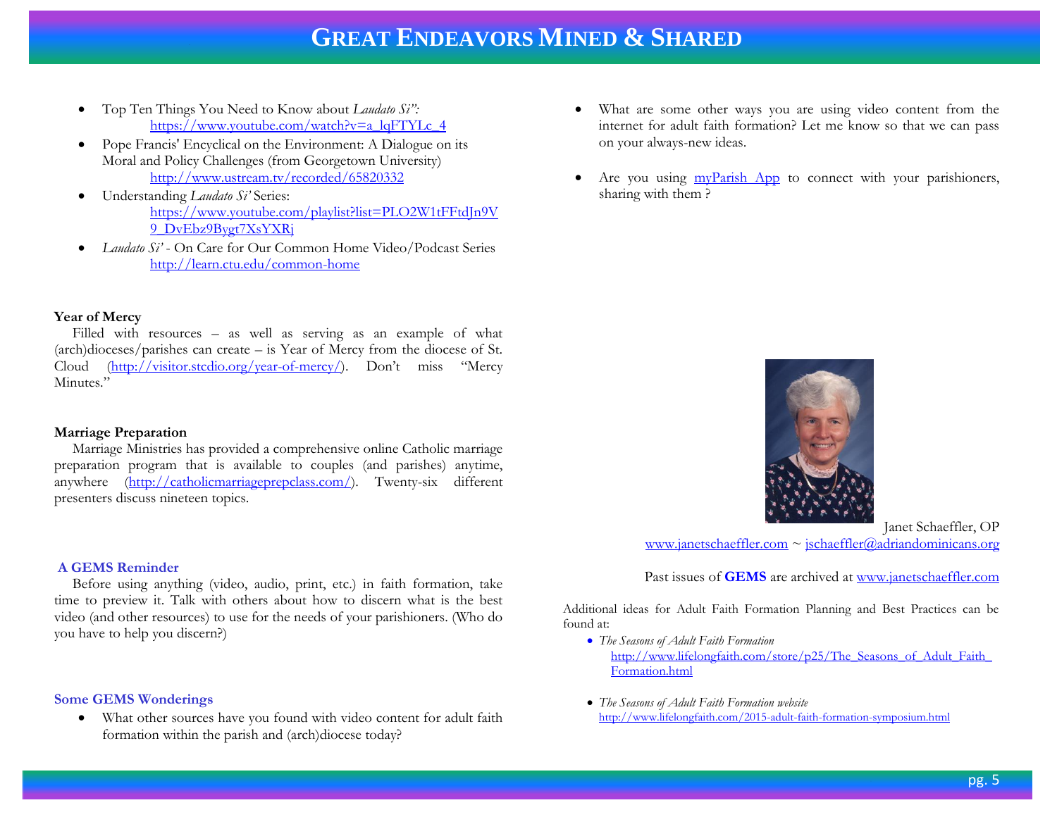- Top Ten Things You Need to Know about *Laudato Si'":* https://www.youtube.com/watch?v=a_lqFTYLc_4
- Pope Francis' Encyclical on the Environment: A Dialogue on its Moral and Policy Challenges (from Georgetown University) http://www.ustream.tv/recorded/65820332
- Understanding *Laudato Si'* Series: https://www.youtube.com/playlist?list=PLO2W1tFFtdJn9V9_DvEbz9Bygt7XsYXRj
- *Laudato Si'* - On Care for Our Common Home Video/Podcast Series http://learn.ctu.edu/common-home

**Year of Mercy**

Filled with resources – as well as serving as an example of what (arch)dioceses/parishes can create – is Year of Mercy from the diocese of St. Cloud (http://visitor.stcdio.org/year-of-mercy/). Don't miss "Mercy Minutes."

**Marriage Preparation**

Marriage Ministries has provided a comprehensive online Catholic marriage preparation program that is available to couples (and parishes) anytime, anywhere (http://catholicmarriageprepclass.com/). Twenty-six different presenters discuss nineteen topics.

**A GEMS Reminder**

Before using anything (video, audio, print, etc.) in faith formation, take time to preview it. Talk with others about how to discern what is the best video (and other resources) to use for the needs of your parishioners. (Who do you have to help you discern?)

**Some GEMS Wonderings**

- What other sources have you found with video content for adult faith formation within the parish and (arch)diocese today?
- What are some other ways you are using video content from the internet for adult faith formation? Let me know so that we can pass on your always-new ideas.
- Are you using myParish App to connect with your parishioners, sharing with them ?

Janet Schaeffler, OP
www.janetschaeffler.com ~ jschaeffler@adriandominicans.org

Past issues of **GEMS** are archived at www.janetschaeffler.com

Additional ideas for Adult Faith Formation Planning and Best Practices can be found at:

- *The Seasons of Adult Faith Formation* http://www.lifelongfaith.com/store/p25/The_Seasons_of_Adult_Faith_Formation.html
- *The Seasons of Adult Faith Formation website* http://www.lifelongfaith.com/2015-adult-faith-formation-symposium.html